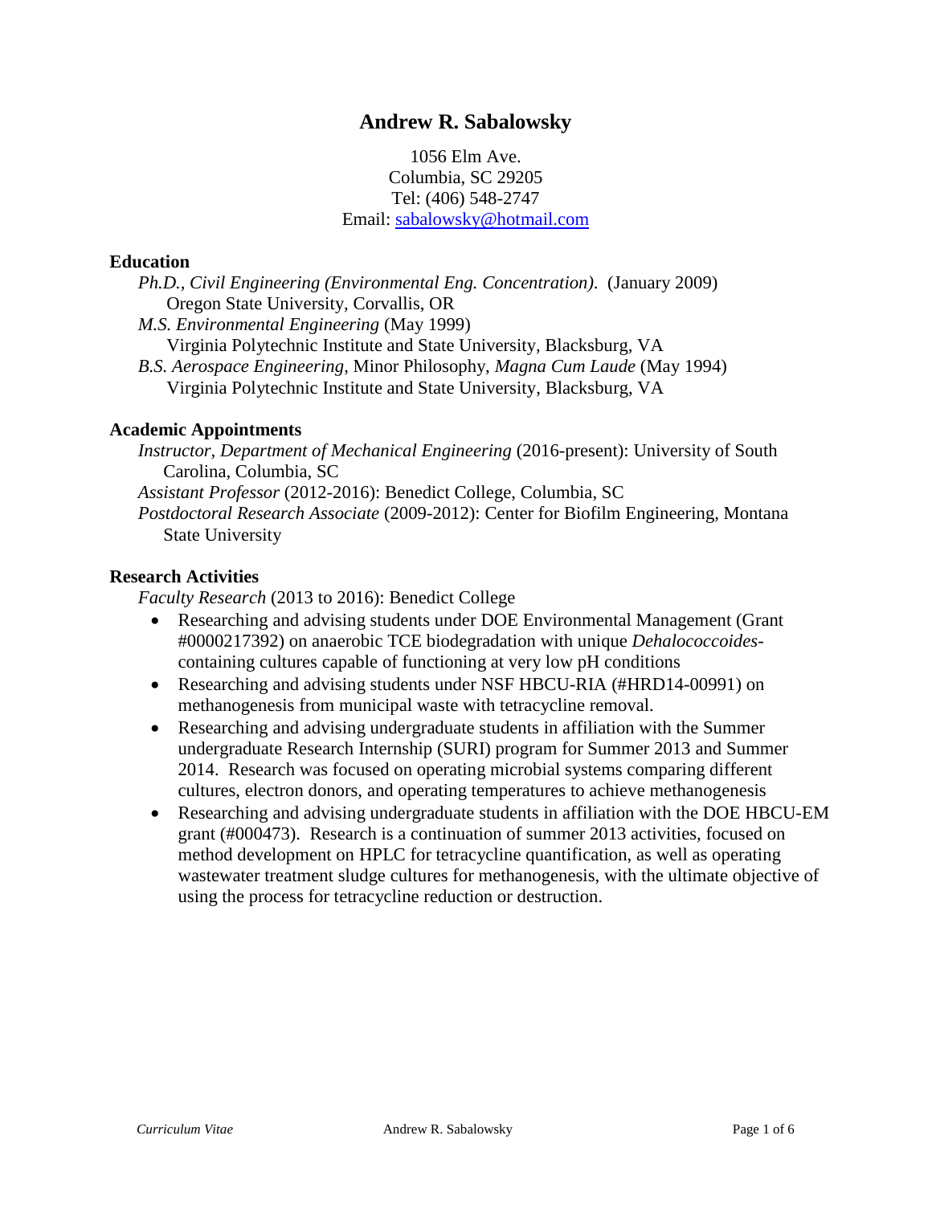# Andrew R. Sabalowsky

1056 Elm Ave.
Columbia, SC 29205
Tel: (406) 548-2747
Email: [sabalowsky@hotmail.com](mailto:sabalowsky@hotmail.com)

## Education

*Ph.D., Civil Engineering (Environmental Eng. Concentration)*. (January 2009)
Oregon State University, Corvallis, OR

*M.S. Environmental Engineering* (May 1999)
Virginia Polytechnic Institute and State University, Blacksburg, VA

*B.S. Aerospace Engineering*, Minor Philosophy, *Magna Cum Laude* (May 1994)
Virginia Polytechnic Institute and State University, Blacksburg, VA

## Academic Appointments

*Instructor, Department of Mechanical Engineering* (2016-present): University of South Carolina, Columbia, SC

*Assistant Professor* (2012-2016): Benedict College, Columbia, SC

*Postdoctoral Research Associate* (2009-2012): Center for Biofilm Engineering, Montana State University

## Research Activities

*Faculty Research* (2013 to 2016): Benedict College

- Researching and advising students under DOE Environmental Management (Grant #0000217392) on anaerobic TCE biodegradation with unique *Dehalococcoides*-containing cultures capable of functioning at very low pH conditions
- Researching and advising students under NSF HBCU-RIA (#HRD14-00991) on methanogenesis from municipal waste with tetracycline removal.
- Researching and advising undergraduate students in affiliation with the Summer undergraduate Research Internship (SURI) program for Summer 2013 and Summer 2014. Research was focused on operating microbial systems comparing different cultures, electron donors, and operating temperatures to achieve methanogenesis
- Researching and advising undergraduate students in affiliation with the DOE HBCU-EM grant (#000473). Research is a continuation of summer 2013 activities, focused on method development on HPLC for tetracycline quantification, as well as operating wastewater treatment sludge cultures for methanogenesis, with the ultimate objective of using the process for tetracycline reduction or destruction.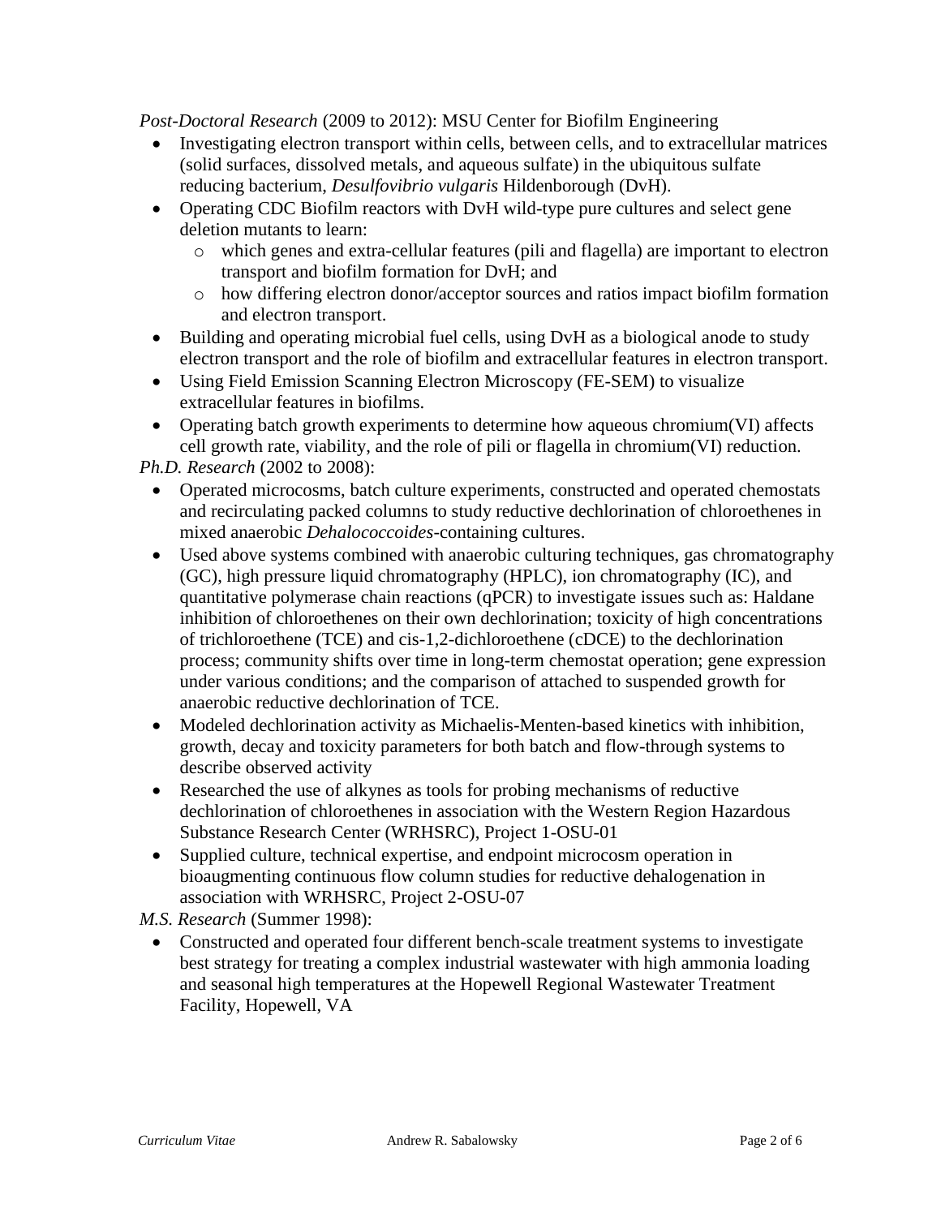*Post-Doctoral Research* (2009 to 2012): MSU Center for Biofilm Engineering

- Investigating electron transport within cells, between cells, and to extracellular matrices (solid surfaces, dissolved metals, and aqueous sulfate) in the ubiquitous sulfate reducing bacterium, *Desulfovibrio vulgaris* Hildenborough (DvH).
- Operating CDC Biofilm reactors with DvH wild-type pure cultures and select gene deletion mutants to learn:
  - which genes and extra-cellular features (pili and flagella) are important to electron transport and biofilm formation for DvH; and
  - how differing electron donor/acceptor sources and ratios impact biofilm formation and electron transport.
- Building and operating microbial fuel cells, using DvH as a biological anode to study electron transport and the role of biofilm and extracellular features in electron transport.
- Using Field Emission Scanning Electron Microscopy (FE-SEM) to visualize extracellular features in biofilms.
- Operating batch growth experiments to determine how aqueous chromium(VI) affects cell growth rate, viability, and the role of pili or flagella in chromium(VI) reduction.

*Ph.D. Research* (2002 to 2008):

- Operated microcosms, batch culture experiments, constructed and operated chemostats and recirculating packed columns to study reductive dechlorination of chloroethenes in mixed anaerobic *Dehalococcoides*-containing cultures.
- Used above systems combined with anaerobic culturing techniques, gas chromatography (GC), high pressure liquid chromatography (HPLC), ion chromatography (IC), and quantitative polymerase chain reactions (qPCR) to investigate issues such as: Haldane inhibition of chloroethenes on their own dechlorination; toxicity of high concentrations of trichloroethene (TCE) and cis-1,2-dichloroethene (cDCE) to the dechlorination process; community shifts over time in long-term chemostat operation; gene expression under various conditions; and the comparison of attached to suspended growth for anaerobic reductive dechlorination of TCE.
- Modeled dechlorination activity as Michaelis-Menten-based kinetics with inhibition, growth, decay and toxicity parameters for both batch and flow-through systems to describe observed activity
- Researched the use of alkynes as tools for probing mechanisms of reductive dechlorination of chloroethenes in association with the Western Region Hazardous Substance Research Center (WRHSRC), Project 1-OSU-01
- Supplied culture, technical expertise, and endpoint microcosm operation in bioaugmenting continuous flow column studies for reductive dehalogenation in association with WRHSRC, Project 2-OSU-07

*M.S. Research* (Summer 1998):

- Constructed and operated four different bench-scale treatment systems to investigate best strategy for treating a complex industrial wastewater with high ammonia loading and seasonal high temperatures at the Hopewell Regional Wastewater Treatment Facility, Hopewell, VA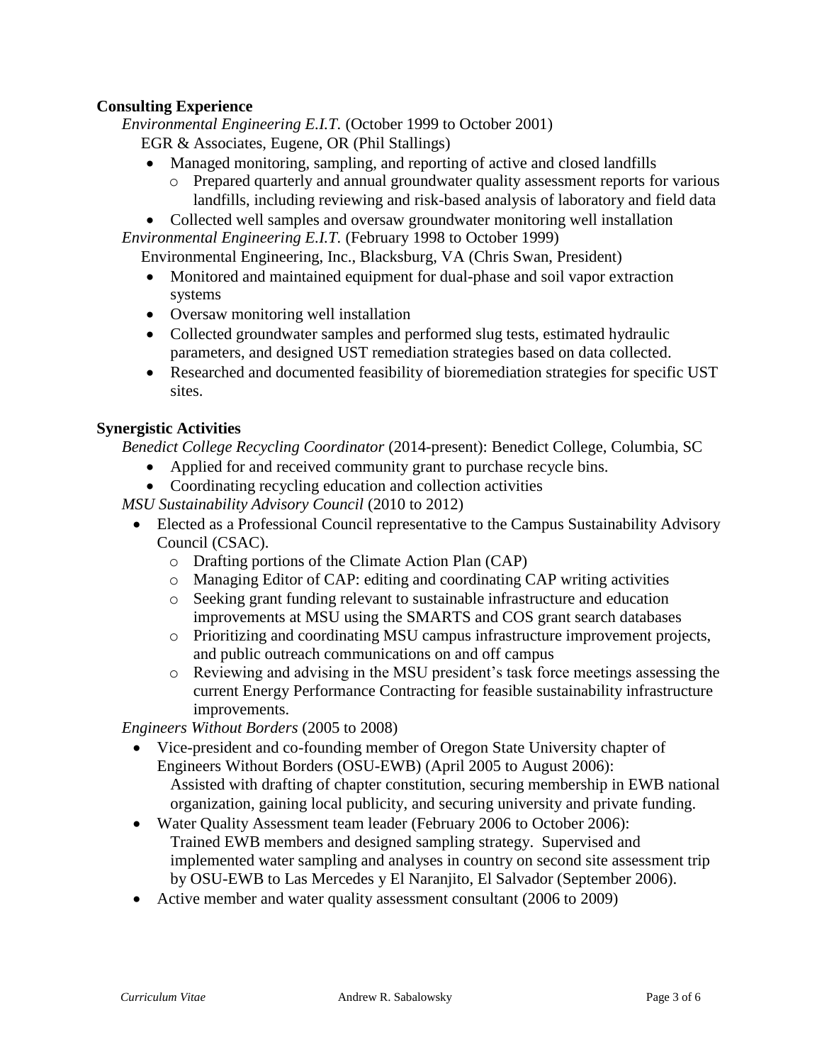## Consulting Experience

*Environmental Engineering E.I.T.* (October 1999 to October 2001)

EGR & Associates, Eugene, OR (Phil Stallings)

- Managed monitoring, sampling, and reporting of active and closed landfills
  - Prepared quarterly and annual groundwater quality assessment reports for various landfills, including reviewing and risk-based analysis of laboratory and field data
- Collected well samples and oversaw groundwater monitoring well installation

*Environmental Engineering E.I.T.* (February 1998 to October 1999)

Environmental Engineering, Inc., Blacksburg, VA (Chris Swan, President)

- Monitored and maintained equipment for dual-phase and soil vapor extraction systems
- Oversaw monitoring well installation
- Collected groundwater samples and performed slug tests, estimated hydraulic parameters, and designed UST remediation strategies based on data collected.
- Researched and documented feasibility of bioremediation strategies for specific UST sites.

## Synergistic Activities

*Benedict College Recycling Coordinator* (2014-present): Benedict College, Columbia, SC

- Applied for and received community grant to purchase recycle bins.
- Coordinating recycling education and collection activities

*MSU Sustainability Advisory Council* (2010 to 2012)

- Elected as a Professional Council representative to the Campus Sustainability Advisory Council (CSAC).
  - Drafting portions of the Climate Action Plan (CAP)
  - Managing Editor of CAP: editing and coordinating CAP writing activities
  - Seeking grant funding relevant to sustainable infrastructure and education improvements at MSU using the SMARTS and COS grant search databases
  - Prioritizing and coordinating MSU campus infrastructure improvement projects, and public outreach communications on and off campus
  - Reviewing and advising in the MSU president's task force meetings assessing the current Energy Performance Contracting for feasible sustainability infrastructure improvements.

*Engineers Without Borders* (2005 to 2008)

- Vice-president and co-founding member of Oregon State University chapter of Engineers Without Borders (OSU-EWB) (April 2005 to August 2006): Assisted with drafting of chapter constitution, securing membership in EWB national organization, gaining local publicity, and securing university and private funding.
- Water Quality Assessment team leader (February 2006 to October 2006): Trained EWB members and designed sampling strategy. Supervised and implemented water sampling and analyses in country on second site assessment trip by OSU-EWB to Las Mercedes y El Naranjito, El Salvador (September 2006).
- Active member and water quality assessment consultant (2006 to 2009)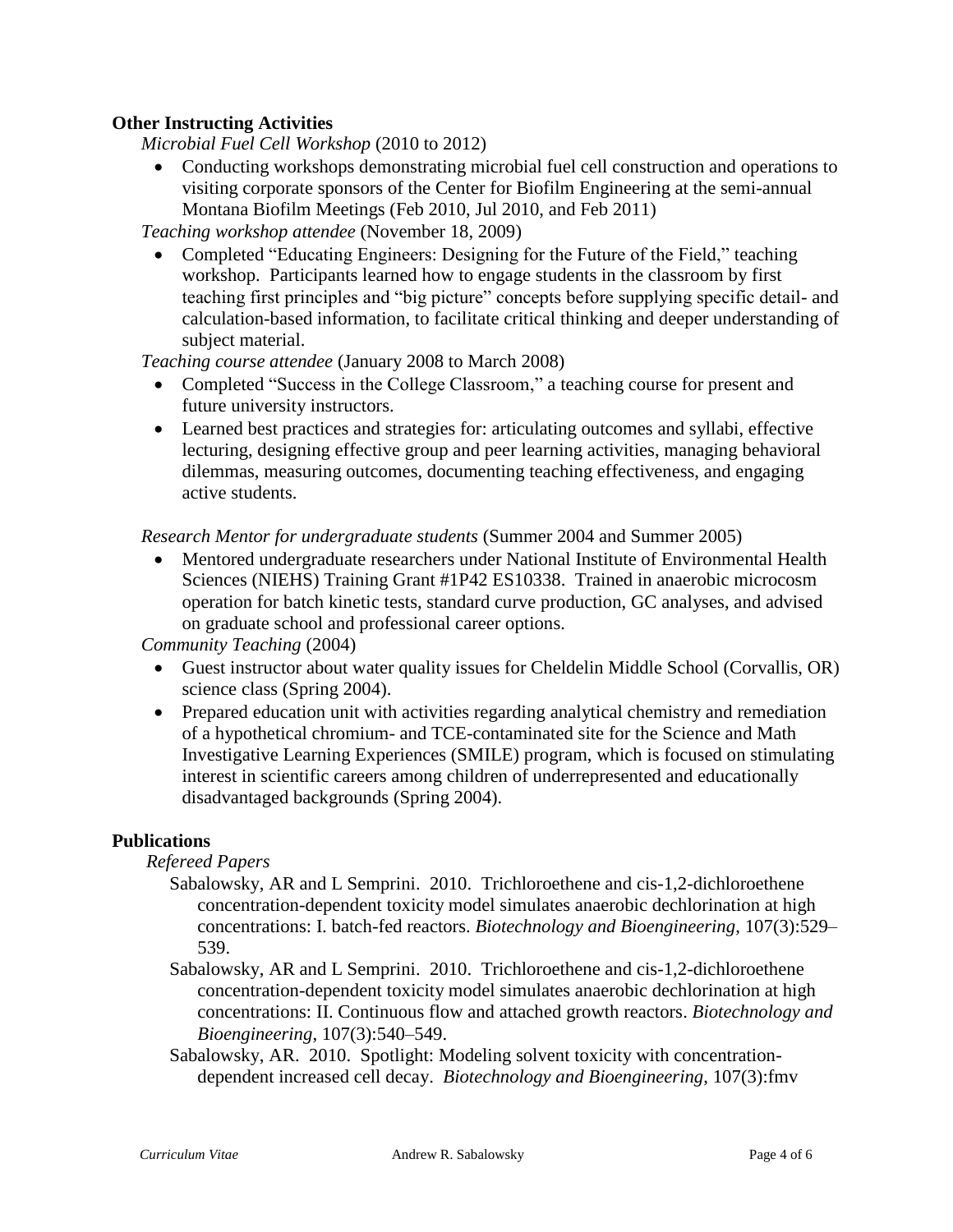## Other Instructing Activities

*Microbial Fuel Cell Workshop* (2010 to 2012)

- Conducting workshops demonstrating microbial fuel cell construction and operations to visiting corporate sponsors of the Center for Biofilm Engineering at the semi-annual Montana Biofilm Meetings (Feb 2010, Jul 2010, and Feb 2011)

*Teaching workshop attendee* (November 18, 2009)

- Completed "Educating Engineers: Designing for the Future of the Field," teaching workshop. Participants learned how to engage students in the classroom by first teaching first principles and "big picture" concepts before supplying specific detail- and calculation-based information, to facilitate critical thinking and deeper understanding of subject material.

*Teaching course attendee* (January 2008 to March 2008)

- Completed "Success in the College Classroom," a teaching course for present and future university instructors.
- Learned best practices and strategies for: articulating outcomes and syllabi, effective lecturing, designing effective group and peer learning activities, managing behavioral dilemmas, measuring outcomes, documenting teaching effectiveness, and engaging active students.

*Research Mentor for undergraduate students* (Summer 2004 and Summer 2005)

- Mentored undergraduate researchers under National Institute of Environmental Health Sciences (NIEHS) Training Grant #1P42 ES10338. Trained in anaerobic microcosm operation for batch kinetic tests, standard curve production, GC analyses, and advised on graduate school and professional career options.

*Community Teaching* (2004)

- Guest instructor about water quality issues for Cheldelin Middle School (Corvallis, OR) science class (Spring 2004).
- Prepared education unit with activities regarding analytical chemistry and remediation of a hypothetical chromium- and TCE-contaminated site for the Science and Math Investigative Learning Experiences (SMILE) program, which is focused on stimulating interest in scientific careers among children of underrepresented and educationally disadvantaged backgrounds (Spring 2004).

## Publications

*Refereed Papers*

Sabalowsky, AR and L Semprini. 2010. Trichloroethene and cis-1,2-dichloroethene concentration-dependent toxicity model simulates anaerobic dechlorination at high concentrations: I. batch-fed reactors. *Biotechnology and Bioengineering*, 107(3):529–539.

Sabalowsky, AR and L Semprini. 2010. Trichloroethene and cis-1,2-dichloroethene concentration-dependent toxicity model simulates anaerobic dechlorination at high concentrations: II. Continuous flow and attached growth reactors. *Biotechnology and Bioengineering*, 107(3):540–549.

Sabalowsky, AR. 2010. Spotlight: Modeling solvent toxicity with concentration-dependent increased cell decay. *Biotechnology and Bioengineering*, 107(3):fmv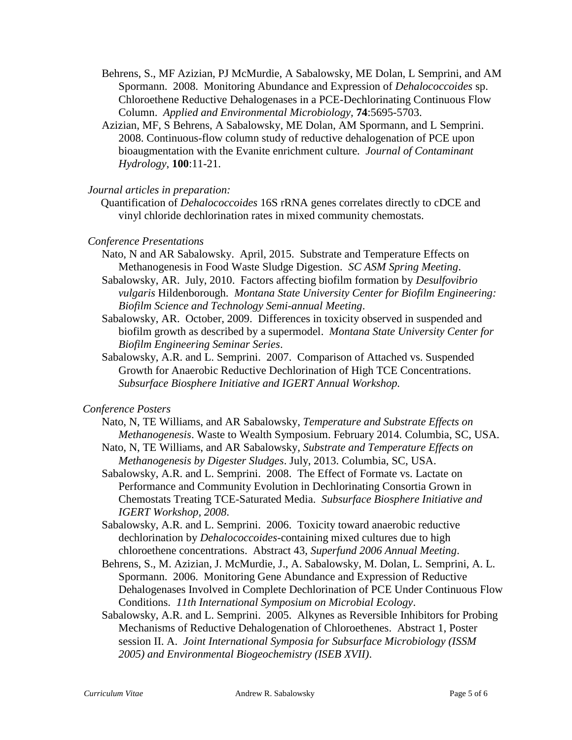Behrens, S., MF Azizian, PJ McMurdie, A Sabalowsky, ME Dolan, L Semprini, and AM Spormann. 2008. Monitoring Abundance and Expression of *Dehalococcoides* sp. Chloroethene Reductive Dehalogenases in a PCE-Dechlorinating Continuous Flow Column. *Applied and Environmental Microbiology*, **74**:5695-5703.

Azizian, MF, S Behrens, A Sabalowsky, ME Dolan, AM Spormann, and L Semprini. 2008. Continuous-flow column study of reductive dehalogenation of PCE upon bioaugmentation with the Evanite enrichment culture. *Journal of Contaminant Hydrology*, **100**:11-21.

*Journal articles in preparation:*

Quantification of *Dehalococcoides* 16S rRNA genes correlates directly to cDCE and vinyl chloride dechlorination rates in mixed community chemostats.

*Conference Presentations*

Nato, N and AR Sabalowsky. April, 2015. Substrate and Temperature Effects on Methanogenesis in Food Waste Sludge Digestion. *SC ASM Spring Meeting*.

Sabalowsky, AR. July, 2010. Factors affecting biofilm formation by *Desulfovibrio vulgaris* Hildenborough. *Montana State University Center for Biofilm Engineering: Biofilm Science and Technology Semi-annual Meeting*.

Sabalowsky, AR. October, 2009. Differences in toxicity observed in suspended and biofilm growth as described by a supermodel. *Montana State University Center for Biofilm Engineering Seminar Series*.

Sabalowsky, A.R. and L. Semprini. 2007. Comparison of Attached vs. Suspended Growth for Anaerobic Reductive Dechlorination of High TCE Concentrations. *Subsurface Biosphere Initiative and IGERT Annual Workshop.*

*Conference Posters*

Nato, N, TE Williams, and AR Sabalowsky, *Temperature and Substrate Effects on Methanogenesis*. Waste to Wealth Symposium. February 2014. Columbia, SC, USA.

Nato, N, TE Williams, and AR Sabalowsky, *Substrate and Temperature Effects on Methanogenesis by Digester Sludges*. July, 2013. Columbia, SC, USA.

Sabalowsky, A.R. and L. Semprini. 2008. The Effect of Formate vs. Lactate on Performance and Community Evolution in Dechlorinating Consortia Grown in Chemostats Treating TCE-Saturated Media. *Subsurface Biosphere Initiative and IGERT Workshop, 2008*.

Sabalowsky, A.R. and L. Semprini. 2006. Toxicity toward anaerobic reductive dechlorination by *Dehalococcoides*-containing mixed cultures due to high chloroethene concentrations. Abstract 43, *Superfund 2006 Annual Meeting*.

Behrens, S., M. Azizian, J. McMurdie, J., A. Sabalowsky, M. Dolan, L. Semprini, A. L. Spormann. 2006. Monitoring Gene Abundance and Expression of Reductive Dehalogenases Involved in Complete Dechlorination of PCE Under Continuous Flow Conditions. *11th International Symposium on Microbial Ecology*.

Sabalowsky, A.R. and L. Semprini. 2005. Alkynes as Reversible Inhibitors for Probing Mechanisms of Reductive Dehalogenation of Chloroethenes. Abstract 1, Poster session II. A. *Joint International Symposia for Subsurface Microbiology (ISSM 2005) and Environmental Biogeochemistry (ISEB XVII)*.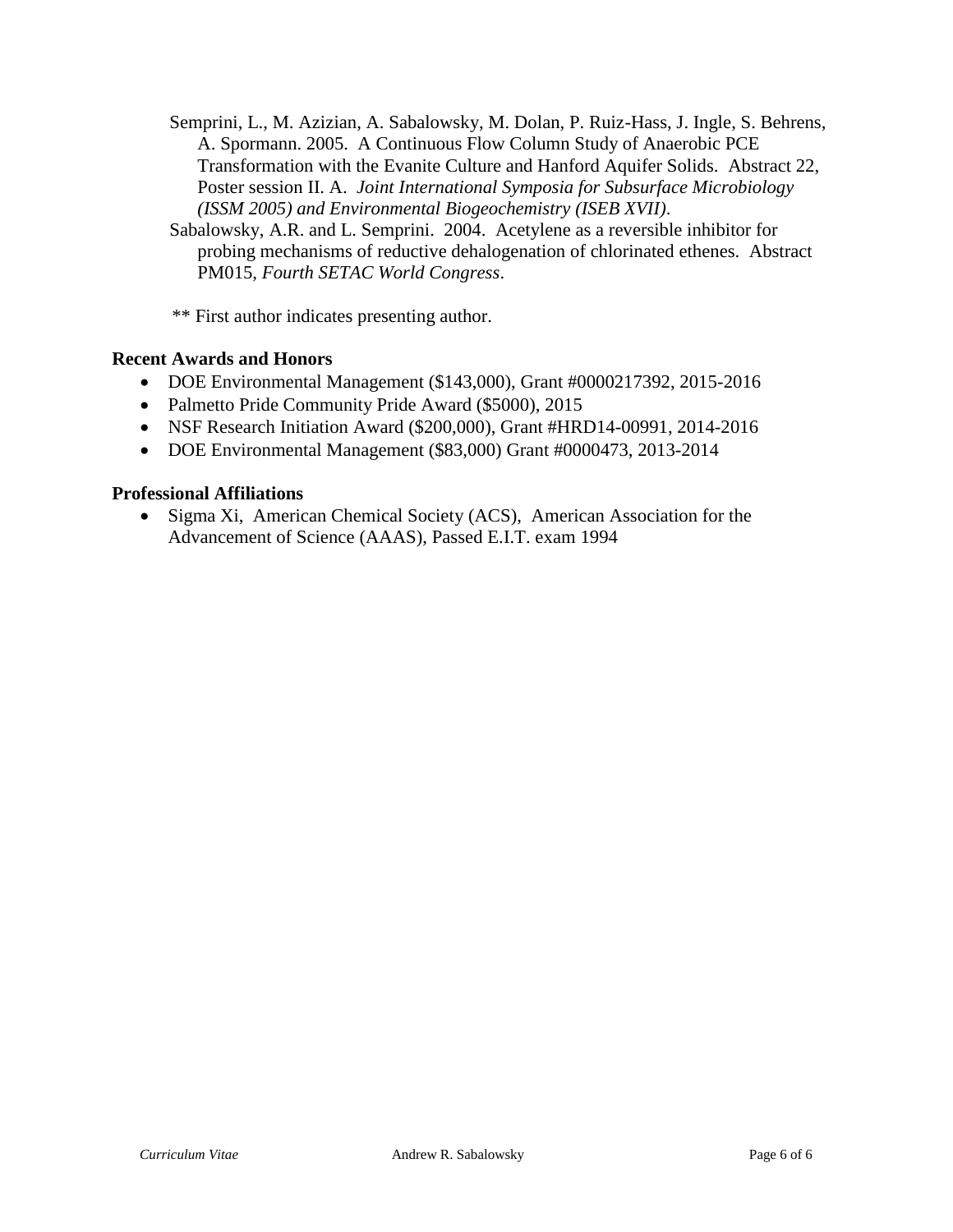Semprini, L., M. Azizian, A. Sabalowsky, M. Dolan, P. Ruiz-Hass, J. Ingle, S. Behrens, A. Spormann. 2005. A Continuous Flow Column Study of Anaerobic PCE Transformation with the Evanite Culture and Hanford Aquifer Solids. Abstract 22, Poster session II. A. *Joint International Symposia for Subsurface Microbiology (ISSM 2005) and Environmental Biogeochemistry (ISEB XVII)*.

Sabalowsky, A.R. and L. Semprini. 2004. Acetylene as a reversible inhibitor for probing mechanisms of reductive dehalogenation of chlorinated ethenes. Abstract PM015, *Fourth SETAC World Congress*.

** First author indicates presenting author.

**Recent Awards and Honors**

- DOE Environmental Management ($143,000), Grant #0000217392, 2015-2016
- Palmetto Pride Community Pride Award ($5000), 2015
- NSF Research Initiation Award ($200,000), Grant #HRD14-00991, 2014-2016
- DOE Environmental Management ($83,000) Grant #0000473, 2013-2014

**Professional Affiliations**

- Sigma Xi, American Chemical Society (ACS), American Association for the Advancement of Science (AAAS), Passed E.I.T. exam 1994